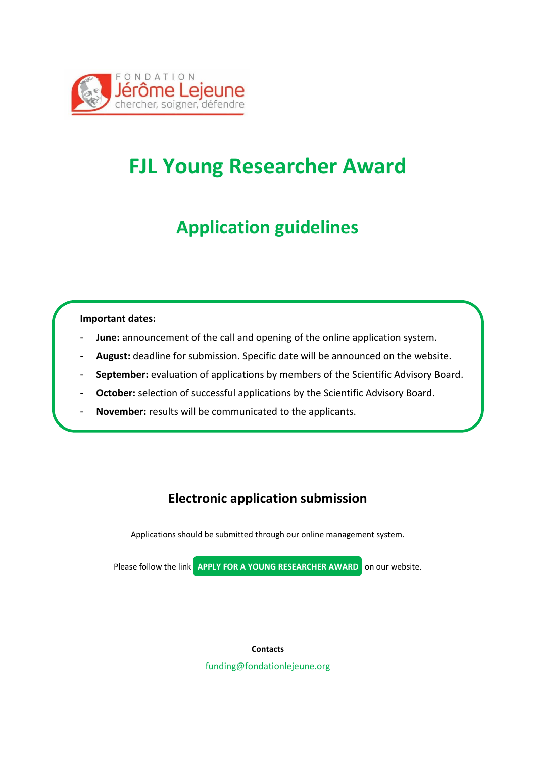FONDATION Jérôme Lejeune chercher, soigner, défendre

# FJL Young Researcher Award

## Application guidelines

**Important dates:**

- **June:** announcement of the call and opening of the online application system.
- **August:** deadline for submission. Specific date will be announced on the website.
- **September:** evaluation of applications by members of the Scientific Advisory Board.
- **October:** selection of successful applications by the Scientific Advisory Board.
- **November:** results will be communicated to the applicants.

### Electronic application submission

Applications should be submitted through our online management system.

Please follow the link **APPLY FOR A YOUNG RESEARCHER AWARD** on our website.

**Contacts**

funding@fondationlejeune.org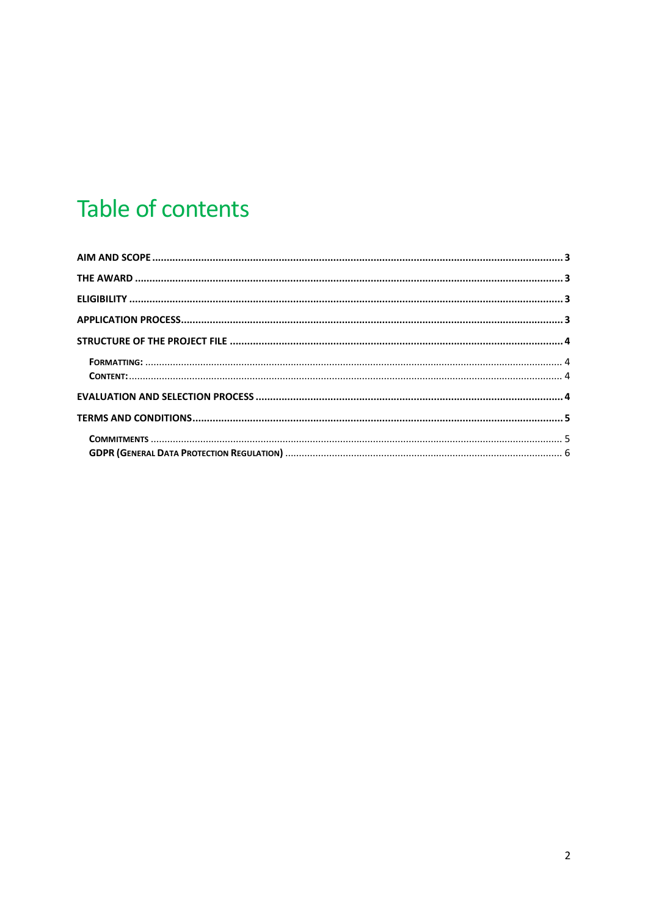# Table of contents

**AIM AND SCOPE** .......... **3**

**THE AWARD** .......... **3**

**ELIGIBILITY** .......... **3**

**APPLICATION PROCESS** .......... **3**

**STRUCTURE OF THE PROJECT FILE** .......... **4**

- **FORMATTING:** .......... 4
- **CONTENT:** .......... 4

**EVALUATION AND SELECTION PROCESS** .......... **4**

**TERMS AND CONDITIONS** .......... **5**

- **COMMITMENTS** .......... 5
- **GDPR (GENERAL DATA PROTECTION REGULATION)** .......... 6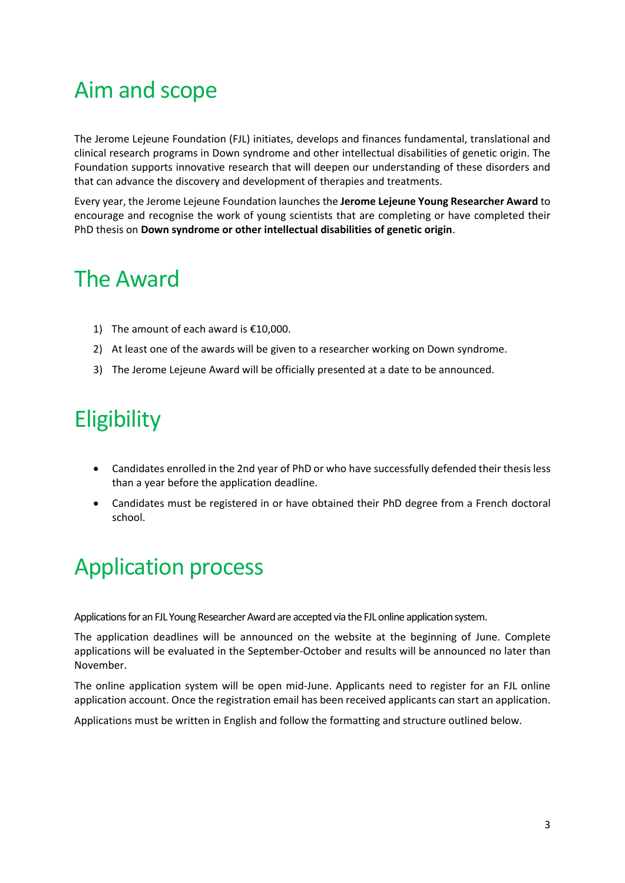# Aim and scope

The Jerome Lejeune Foundation (FJL) initiates, develops and finances fundamental, translational and clinical research programs in Down syndrome and other intellectual disabilities of genetic origin. The Foundation supports innovative research that will deepen our understanding of these disorders and that can advance the discovery and development of therapies and treatments.

Every year, the Jerome Lejeune Foundation launches the **Jerome Lejeune Young Researcher Award** to encourage and recognise the work of young scientists that are completing or have completed their PhD thesis on **Down syndrome or other intellectual disabilities of genetic origin**.

# The Award

1) The amount of each award is €10,000.
2) At least one of the awards will be given to a researcher working on Down syndrome.
3) The Jerome Lejeune Award will be officially presented at a date to be announced.

# Eligibility

- Candidates enrolled in the 2nd year of PhD or who have successfully defended their thesis less than a year before the application deadline.
- Candidates must be registered in or have obtained their PhD degree from a French doctoral school.

# Application process

Applications for an FJL Young Researcher Award are accepted via the FJL online application system.

The application deadlines will be announced on the website at the beginning of June. Complete applications will be evaluated in the September-October and results will be announced no later than November.

The online application system will be open mid-June. Applicants need to register for an FJL online application account. Once the registration email has been received applicants can start an application.

Applications must be written in English and follow the formatting and structure outlined below.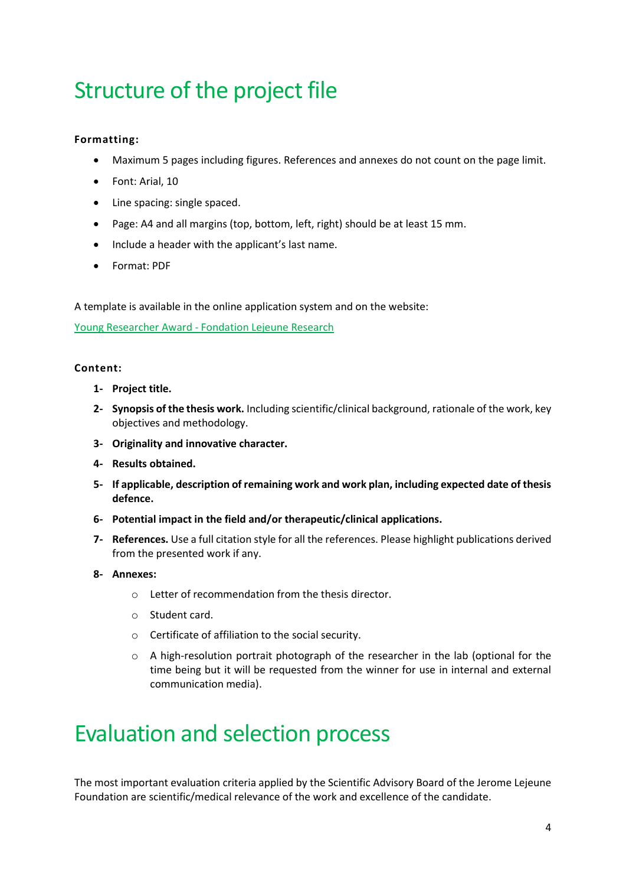# Structure of the project file

**Formatting:**

- Maximum 5 pages including figures. References and annexes do not count on the page limit.
- Font: Arial, 10
- Line spacing: single spaced.
- Page: A4 and all margins (top, bottom, left, right) should be at least 15 mm.
- Include a header with the applicant's last name.
- Format: PDF

A template is available in the online application system and on the website:

[Young Researcher Award - Fondation Lejeune Research]()

**Content:**

1- **Project title.**

2- **Synopsis of the thesis work.** Including scientific/clinical background, rationale of the work, key objectives and methodology.

3- **Originality and innovative character.**

4- **Results obtained.**

5- **If applicable, description of remaining work and work plan, including expected date of thesis defence.**

6- **Potential impact in the field and/or therapeutic/clinical applications.**

7- **References.** Use a full citation style for all the references. Please highlight publications derived from the presented work if any.

8- **Annexes:**
   - Letter of recommendation from the thesis director.
   - Student card.
   - Certificate of affiliation to the social security.
   - A high-resolution portrait photograph of the researcher in the lab (optional for the time being but it will be requested from the winner for use in internal and external communication media).

# Evaluation and selection process

The most important evaluation criteria applied by the Scientific Advisory Board of the Jerome Lejeune Foundation are scientific/medical relevance of the work and excellence of the candidate.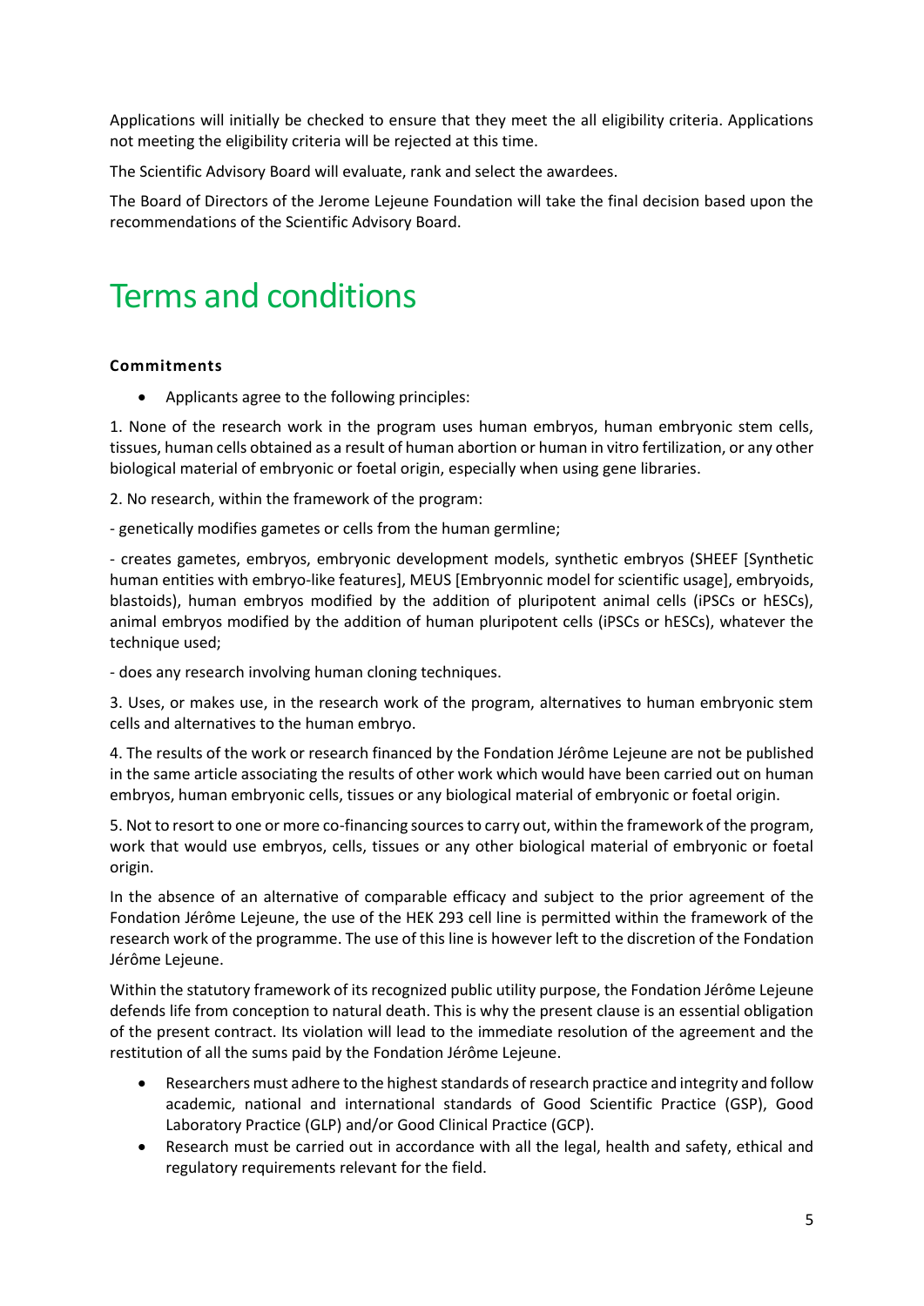Applications will initially be checked to ensure that they meet the all eligibility criteria. Applications not meeting the eligibility criteria will be rejected at this time.

The Scientific Advisory Board will evaluate, rank and select the awardees.

The Board of Directors of the Jerome Lejeune Foundation will take the final decision based upon the recommendations of the Scientific Advisory Board.

# Terms and conditions

**Commitments**

- Applicants agree to the following principles:

1. None of the research work in the program uses human embryos, human embryonic stem cells, tissues, human cells obtained as a result of human abortion or human in vitro fertilization, or any other biological material of embryonic or foetal origin, especially when using gene libraries.

2. No research, within the framework of the program:

- genetically modifies gametes or cells from the human germline;

- creates gametes, embryos, embryonic development models, synthetic embryos (SHEEF [Synthetic human entities with embryo-like features], MEUS [Embryonnic model for scientific usage], embryoids, blastoids), human embryos modified by the addition of pluripotent animal cells (iPSCs or hESCs), animal embryos modified by the addition of human pluripotent cells (iPSCs or hESCs), whatever the technique used;

- does any research involving human cloning techniques.

3. Uses, or makes use, in the research work of the program, alternatives to human embryonic stem cells and alternatives to the human embryo.

4. The results of the work or research financed by the Fondation Jérôme Lejeune are not be published in the same article associating the results of other work which would have been carried out on human embryos, human embryonic cells, tissues or any biological material of embryonic or foetal origin.

5. Not to resort to one or more co-financing sources to carry out, within the framework of the program, work that would use embryos, cells, tissues or any other biological material of embryonic or foetal origin.

In the absence of an alternative of comparable efficacy and subject to the prior agreement of the Fondation Jérôme Lejeune, the use of the HEK 293 cell line is permitted within the framework of the research work of the programme. The use of this line is however left to the discretion of the Fondation Jérôme Lejeune.

Within the statutory framework of its recognized public utility purpose, the Fondation Jérôme Lejeune defends life from conception to natural death. This is why the present clause is an essential obligation of the present contract. Its violation will lead to the immediate resolution of the agreement and the restitution of all the sums paid by the Fondation Jérôme Lejeune.

- Researchers must adhere to the highest standards of research practice and integrity and follow academic, national and international standards of Good Scientific Practice (GSP), Good Laboratory Practice (GLP) and/or Good Clinical Practice (GCP).
- Research must be carried out in accordance with all the legal, health and safety, ethical and regulatory requirements relevant for the field.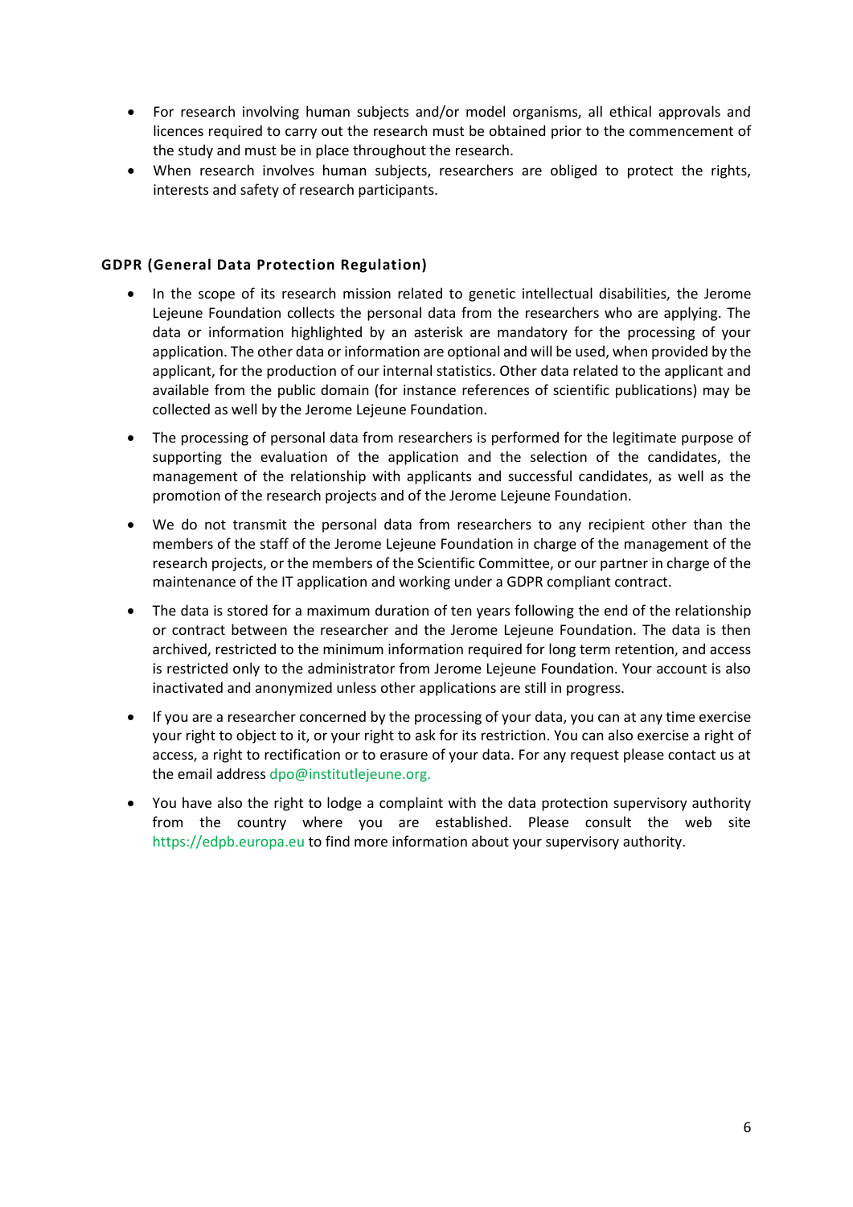- For research involving human subjects and/or model organisms, all ethical approvals and licences required to carry out the research must be obtained prior to the commencement of the study and must be in place throughout the research.
- When research involves human subjects, researchers are obliged to protect the rights, interests and safety of research participants.

### GDPR (General Data Protection Regulation)

- In the scope of its research mission related to genetic intellectual disabilities, the Jerome Lejeune Foundation collects the personal data from the researchers who are applying. The data or information highlighted by an asterisk are mandatory for the processing of your application. The other data or information are optional and will be used, when provided by the applicant, for the production of our internal statistics. Other data related to the applicant and available from the public domain (for instance references of scientific publications) may be collected as well by the Jerome Lejeune Foundation.
- The processing of personal data from researchers is performed for the legitimate purpose of supporting the evaluation of the application and the selection of the candidates, the management of the relationship with applicants and successful candidates, as well as the promotion of the research projects and of the Jerome Lejeune Foundation.
- We do not transmit the personal data from researchers to any recipient other than the members of the staff of the Jerome Lejeune Foundation in charge of the management of the research projects, or the members of the Scientific Committee, or our partner in charge of the maintenance of the IT application and working under a GDPR compliant contract.
- The data is stored for a maximum duration of ten years following the end of the relationship or contract between the researcher and the Jerome Lejeune Foundation. The data is then archived, restricted to the minimum information required for long term retention, and access is restricted only to the administrator from Jerome Lejeune Foundation. Your account is also inactivated and anonymized unless other applications are still in progress.
- If you are a researcher concerned by the processing of your data, you can at any time exercise your right to object to it, or your right to ask for its restriction. You can also exercise a right of access, a right to rectification or to erasure of your data. For any request please contact us at the email address dpo@institutlejeune.org.
- You have also the right to lodge a complaint with the data protection supervisory authority from the country where you are established. Please consult the web site https://edpb.europa.eu to find more information about your supervisory authority.